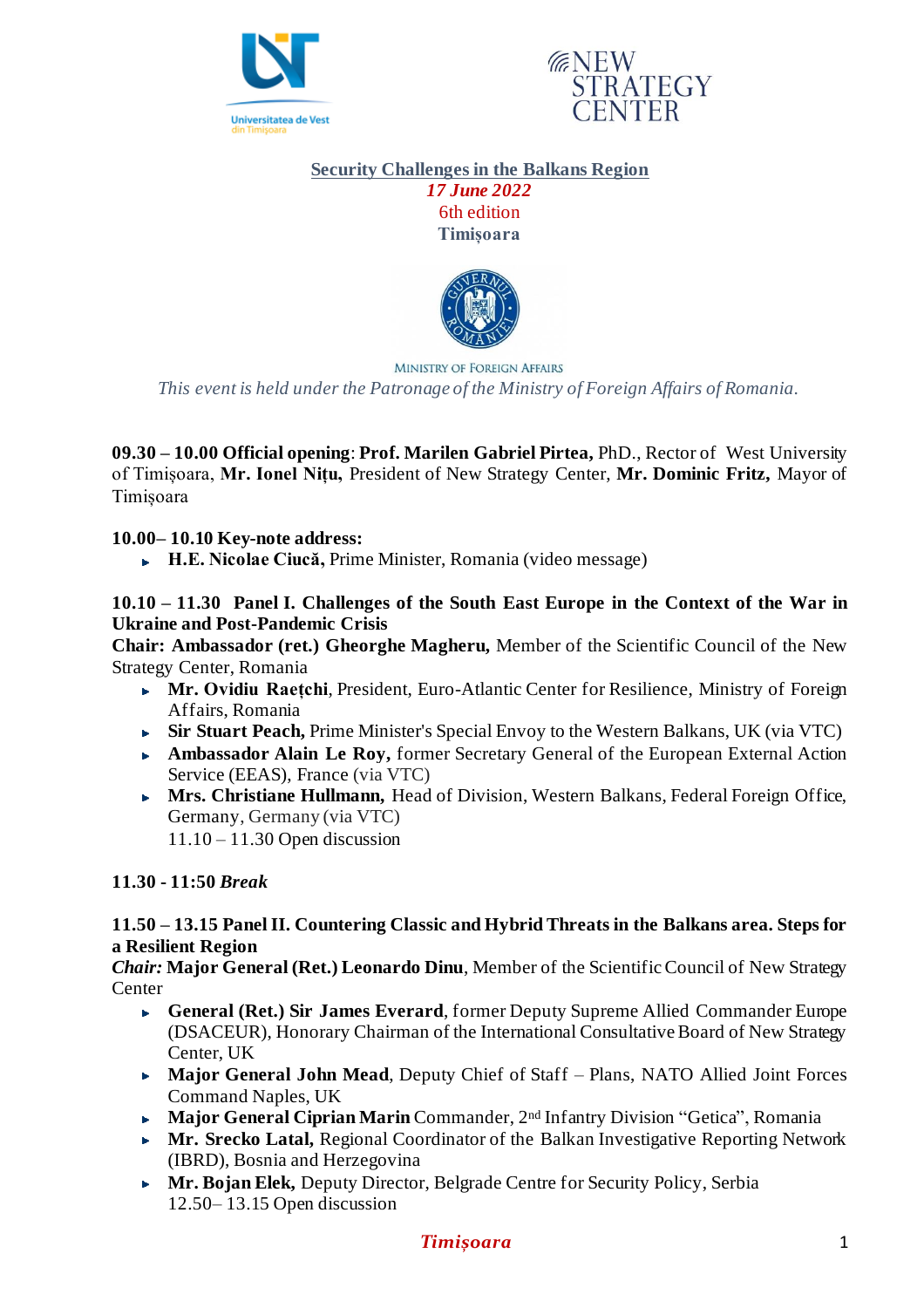Universitatea de Vest din Timişoara

NEW STRATEGY CENTER

## Security Challenges in the Balkans Region

*17 June 2022*

6th edition

**Timişoara**

MINISTRY OF FOREIGN AFFAIRS

*This event is held under the Patronage of the Ministry of Foreign Affairs of Romania.*

**09.30 – 10.00 Official opening**: **Prof. Marilen Gabriel Pirtea,** PhD., Rector of West University of Timişoara, **Mr. Ionel Niţu,** President of New Strategy Center, **Mr. Dominic Fritz,** Mayor of Timişoara

**10.00– 10.10 Key-note address:**

- **H.E. Nicolae Ciucă,** Prime Minister, Romania (video message)

**10.10 – 11.30 Panel I. Challenges of the South East Europe in the Context of the War in Ukraine and Post-Pandemic Crisis**

**Chair: Ambassador (ret.) Gheorghe Magheru,** Member of the Scientific Council of the New Strategy Center, Romania

- **Mr. Ovidiu Raeţchi**, President, Euro-Atlantic Center for Resilience, Ministry of Foreign Affairs, Romania
- **Sir Stuart Peach,** Prime Minister's Special Envoy to the Western Balkans, UK (via VTC)
- **Ambassador Alain Le Roy,** former Secretary General of the European External Action Service (EEAS), France (via VTC)
- **Mrs. Christiane Hullmann,** Head of Division, Western Balkans, Federal Foreign Office, Germany, Germany (via VTC)

  11.10 – 11.30 Open discussion

**11.30 - 11:50** ***Break***

**11.50 – 13.15 Panel II. Countering Classic and Hybrid Threats in the Balkans area. Steps for a Resilient Region**

***Chair:*** **Major General (Ret.) Leonardo Dinu**, Member of the Scientific Council of New Strategy Center

- **General (Ret.) Sir James Everard**, former Deputy Supreme Allied Commander Europe (DSACEUR), Honorary Chairman of the International Consultative Board of New Strategy Center, UK
- **Major General John Mead**, Deputy Chief of Staff – Plans, NATO Allied Joint Forces Command Naples, UK
- **Major General Ciprian Marin** Commander, 2nd Infantry Division "Getica", Romania
- **Mr. Srecko Latal,** Regional Coordinator of the Balkan Investigative Reporting Network (IBRD), Bosnia and Herzegovina
- **Mr. Bojan Elek,** Deputy Director, Belgrade Centre for Security Policy, Serbia

  12.50– 13.15 Open discussion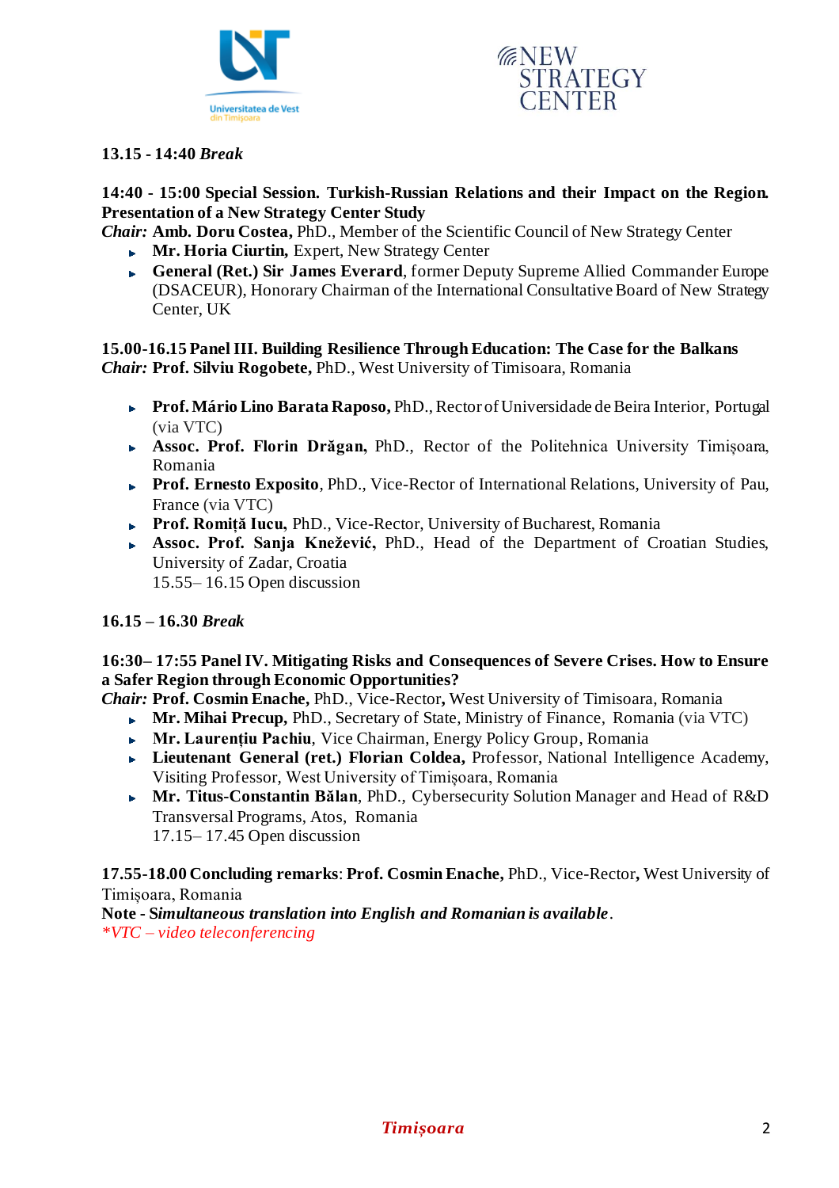**13.15 - 14:40** ***Break***

**14:40 - 15:00 Special Session. Turkish-Russian Relations and their Impact on the Region. Presentation of a New Strategy Center Study**

***Chair:*** **Amb. Doru Costea,** PhD., Member of the Scientific Council of New Strategy Center

- **Mr. Horia Ciurtin,** Expert, New Strategy Center
- **General (Ret.) Sir James Everard**, former Deputy Supreme Allied Commander Europe (DSACEUR), Honorary Chairman of the International Consultative Board of New Strategy Center, UK

**15.00-16.15 Panel III. Building Resilience Through Education: The Case for the Balkans**

***Chair:*** **Prof. Silviu Rogobete,** PhD., West University of Timisoara, Romania

- **Prof. Mário Lino Barata Raposo,** PhD., Rector of Universidade de Beira Interior, Portugal (via VTC)
- **Assoc. Prof. Florin Drăgan,** PhD., Rector of the Politehnica University Timișoara, Romania
- **Prof. Ernesto Exposito**, PhD., Vice-Rector of International Relations, University of Pau, France (via VTC)
- **Prof. Romiță Iucu,** PhD., Vice-Rector, University of Bucharest, Romania
- **Assoc. Prof. Sanja Knežević,** PhD., Head of the Department of Croatian Studies, University of Zadar, Croatia

  15.55– 16.15 Open discussion

**16.15 – 16.30** ***Break***

**16:30– 17:55 Panel IV. Mitigating Risks and Consequences of Severe Crises. How to Ensure a Safer Region through Economic Opportunities?**

***Chair:*** **Prof. Cosmin Enache,** PhD., Vice-Rector**,** West University of Timisoara, Romania

- **Mr. Mihai Precup,** PhD., Secretary of State, Ministry of Finance, Romania (via VTC)
- **Mr. Laurențiu Pachiu**, Vice Chairman, Energy Policy Group, Romania
- **Lieutenant General (ret.) Florian Coldea,** Professor, National Intelligence Academy, Visiting Professor, West University of Timișoara, Romania
- **Mr. Titus-Constantin Bălan**, PhD., Cybersecurity Solution Manager and Head of R&D Transversal Programs, Atos, Romania

  17.15– 17.45 Open discussion

**17.55-18.00 Concluding remarks**: **Prof. Cosmin Enache,** PhD., Vice-Rector**,** West University of Timişoara, Romania

**Note -** ***Simultaneous translation into English and Romanian is available***.

*\*VTC – video teleconferencing*